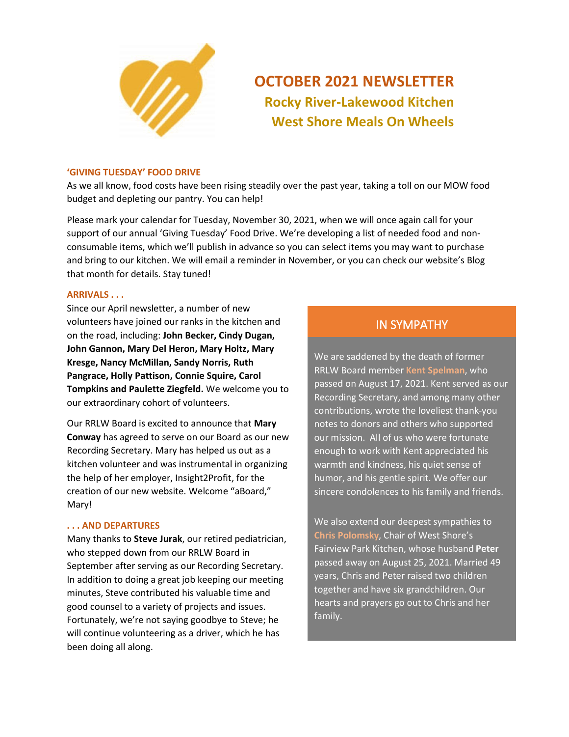# OCTOBER 2021 NEWSLETTER

## Rocky River-Lakewood Kitchen

## West Shore Meals On Wheels

### 'GIVING TUESDAY' FOOD DRIVE

As we all know, food costs have been rising steadily over the past year, taking a toll on our MOW food budget and depleting our pantry. You can help!

Please mark your calendar for Tuesday, November 30, 2021, when we will once again call for your support of our annual 'Giving Tuesday' Food Drive. We're developing a list of needed food and non-consumable items, which we'll publish in advance so you can select items you may want to purchase and bring to our kitchen. We will email a reminder in November, or you can check our website's Blog that month for details. Stay tuned!

### ARRIVALS . . .

Since our April newsletter, a number of new volunteers have joined our ranks in the kitchen and on the road, including: **John Becker, Cindy Dugan, John Gannon, Mary Del Heron, Mary Holtz, Mary Kresge, Nancy McMillan, Sandy Norris, Ruth Pangrace, Holly Pattison, Connie Squire, Carol Tompkins and Paulette Ziegfeld.** We welcome you to our extraordinary cohort of volunteers.

Our RRLW Board is excited to announce that **Mary Conway** has agreed to serve on our Board as our new Recording Secretary. Mary has helped us out as a kitchen volunteer and was instrumental in organizing the help of her employer, Insight2Profit, for the creation of our new website. Welcome "aBoard," Mary!

### . . . AND DEPARTURES

Many thanks to **Steve Jurak**, our retired pediatrician, who stepped down from our RRLW Board in September after serving as our Recording Secretary. In addition to doing a great job keeping our meeting minutes, Steve contributed his valuable time and good counsel to a variety of projects and issues. Fortunately, we're not saying goodbye to Steve; he will continue volunteering as a driver, which he has been doing all along.

### IN SYMPATHY

We are saddened by the death of former RRLW Board member **Kent Spelman**, who passed on August 17, 2021. Kent served as our Recording Secretary, and among many other contributions, wrote the loveliest thank-you notes to donors and others who supported our mission. All of us who were fortunate enough to work with Kent appreciated his warmth and kindness, his quiet sense of humor, and his gentle spirit. We offer our sincere condolences to his family and friends.

We also extend our deepest sympathies to **Chris Polomsky**, Chair of West Shore's Fairview Park Kitchen, whose husband **Peter** passed away on August 25, 2021. Married 49 years, Chris and Peter raised two children together and have six grandchildren. Our hearts and prayers go out to Chris and her family.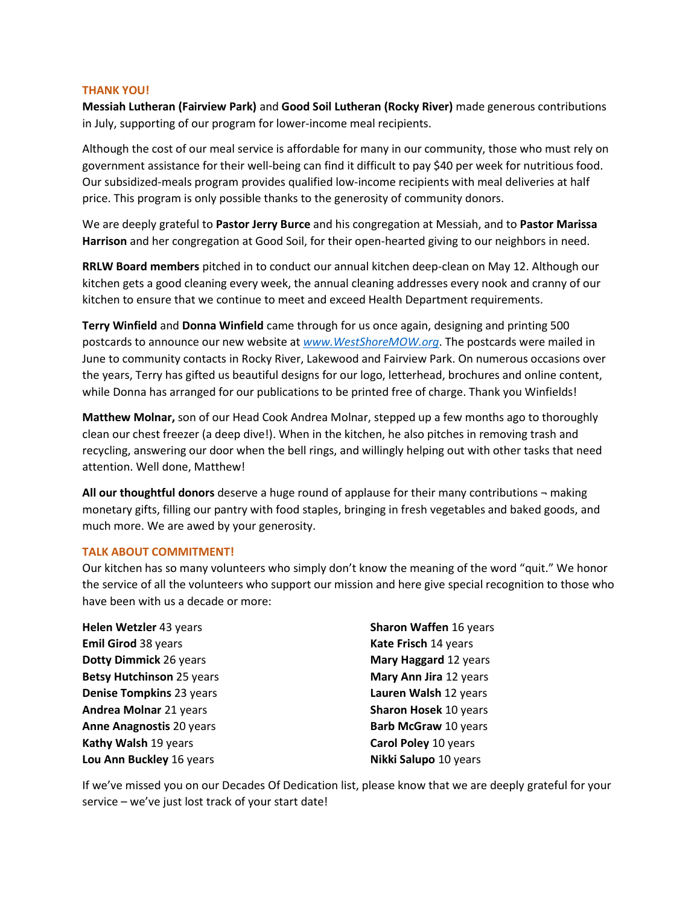## THANK YOU!

**Messiah Lutheran (Fairview Park)** and **Good Soil Lutheran (Rocky River)** made generous contributions in July, supporting of our program for lower-income meal recipients.

Although the cost of our meal service is affordable for many in our community, those who must rely on government assistance for their well-being can find it difficult to pay $40 per week for nutritious food. Our subsidized-meals program provides qualified low-income recipients with meal deliveries at half price. This program is only possible thanks to the generosity of community donors.

We are deeply grateful to **Pastor Jerry Burce** and his congregation at Messiah, and to **Pastor Marissa Harrison** and her congregation at Good Soil, for their open-hearted giving to our neighbors in need.

**RRLW Board members** pitched in to conduct our annual kitchen deep-clean on May 12. Although our kitchen gets a good cleaning every week, the annual cleaning addresses every nook and cranny of our kitchen to ensure that we continue to meet and exceed Health Department requirements.

**Terry Winfield** and **Donna Winfield** came through for us once again, designing and printing 500 postcards to announce our new website at *www.WestShoreMOW.org*. The postcards were mailed in June to community contacts in Rocky River, Lakewood and Fairview Park. On numerous occasions over the years, Terry has gifted us beautiful designs for our logo, letterhead, brochures and online content, while Donna has arranged for our publications to be printed free of charge. Thank you Winfields!

**Matthew Molnar,** son of our Head Cook Andrea Molnar, stepped up a few months ago to thoroughly clean our chest freezer (a deep dive!). When in the kitchen, he also pitches in removing trash and recycling, answering our door when the bell rings, and willingly helping out with other tasks that need attention. Well done, Matthew!

**All our thoughtful donors** deserve a huge round of applause for their many contributions ¬ making monetary gifts, filling our pantry with food staples, bringing in fresh vegetables and baked goods, and much more. We are awed by your generosity.

## TALK ABOUT COMMITMENT!

Our kitchen has so many volunteers who simply don't know the meaning of the word "quit." We honor the service of all the volunteers who support our mission and here give special recognition to those who have been with us a decade or more:

**Helen Wetzler** 43 years
**Emil Girod** 38 years
**Dotty Dimmick** 26 years
**Betsy Hutchinson** 25 years
**Denise Tompkins** 23 years
**Andrea Molnar** 21 years
**Anne Anagnostis** 20 years
**Kathy Walsh** 19 years
**Lou Ann Buckley** 16 years
**Sharon Waffen** 16 years
**Kate Frisch** 14 years
**Mary Haggard** 12 years
**Mary Ann Jira** 12 years
**Lauren Walsh** 12 years
**Sharon Hosek** 10 years
**Barb McGraw** 10 years
**Carol Poley** 10 years
**Nikki Salupo** 10 years

If we've missed you on our Decades Of Dedication list, please know that we are deeply grateful for your service – we've just lost track of your start date!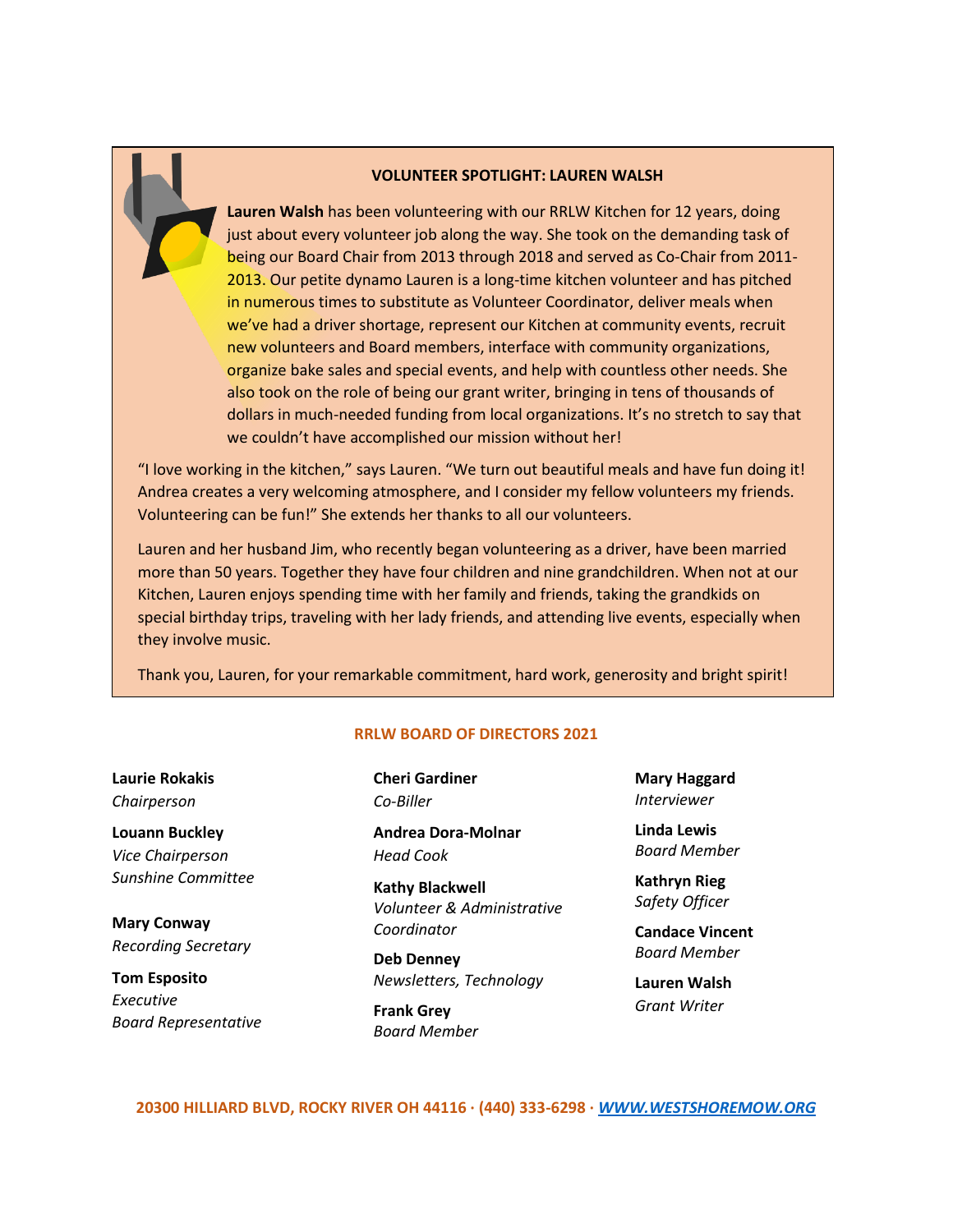## VOLUNTEER SPOTLIGHT: LAUREN WALSH

**Lauren Walsh** has been volunteering with our RRLW Kitchen for 12 years, doing just about every volunteer job along the way. She took on the demanding task of being our Board Chair from 2013 through 2018 and served as Co-Chair from 2011-2013. Our petite dynamo Lauren is a long-time kitchen volunteer and has pitched in numerous times to substitute as Volunteer Coordinator, deliver meals when we've had a driver shortage, represent our Kitchen at community events, recruit new volunteers and Board members, interface with community organizations, organize bake sales and special events, and help with countless other needs. She also took on the role of being our grant writer, bringing in tens of thousands of dollars in much-needed funding from local organizations. It's no stretch to say that we couldn't have accomplished our mission without her!

"I love working in the kitchen," says Lauren. "We turn out beautiful meals and have fun doing it! Andrea creates a very welcoming atmosphere, and I consider my fellow volunteers my friends. Volunteering can be fun!" She extends her thanks to all our volunteers.

Lauren and her husband Jim, who recently began volunteering as a driver, have been married more than 50 years. Together they have four children and nine grandchildren. When not at our Kitchen, Lauren enjoys spending time with her family and friends, taking the grandkids on special birthday trips, traveling with her lady friends, and attending live events, especially when they involve music.

Thank you, Lauren, for your remarkable commitment, hard work, generosity and bright spirit!

## RRLW BOARD OF DIRECTORS 2021

**Laurie Rokakis**
*Chairperson*

**Louann Buckley**
*Vice Chairperson*
*Sunshine Committee*

**Mary Conway**
*Recording Secretary*

**Tom Esposito**
*Executive*
*Board Representative*

**Cheri Gardiner**
*Co-Biller*

**Andrea Dora-Molnar**
*Head Cook*

**Kathy Blackwell**
*Volunteer & Administrative Coordinator*

**Deb Denney**
*Newsletters, Technology*

**Frank Grey**
*Board Member*

**Mary Haggard**
*Interviewer*

**Linda Lewis**
*Board Member*

**Kathryn Rieg**
*Safety Officer*

**Candace Vincent**
*Board Member*

**Lauren Walsh**
*Grant Writer*

**20300 HILLIARD BLVD, ROCKY RIVER OH 44116 · (440) 333-6298 · *WWW.WESTSHOREMOW.ORG***